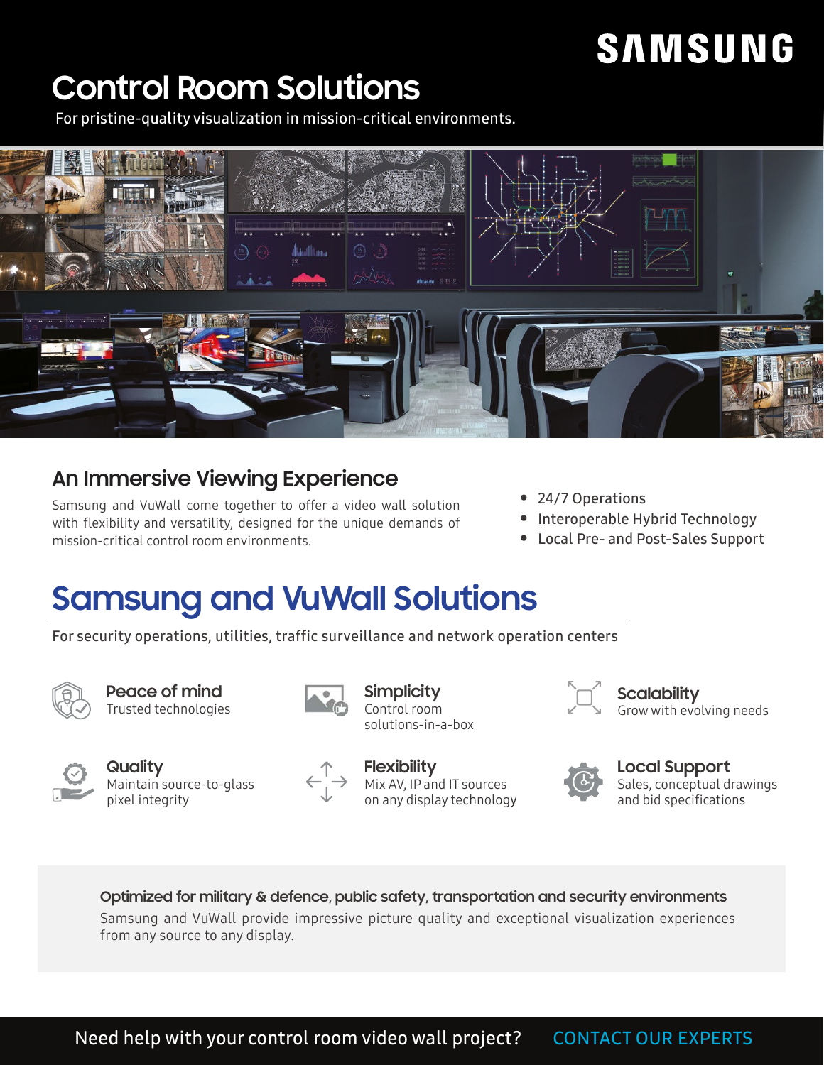SAMSUNG

# Control Room Solutions

For pristine-quality visualization in mission-critical environments.

## An Immersive Viewing Experience

Samsung and VuWall come together to offer a video wall solution with flexibility and versatility, designed for the unique demands of mission-critical control room environments.

- 24/7 Operations
- Interoperable Hybrid Technology
- Local Pre- and Post-Sales Support

# Samsung and VuWall Solutions

For security operations, utilities, traffic surveillance and network operation centers

**Peace of mind**
Trusted technologies

**Simplicity**
Control room solutions-in-a-box

**Scalability**
Grow with evolving needs

**Quality**
Maintain source-to-glass pixel integrity

**Flexibility**
Mix AV, IP and IT sources on any display technology

**Local Support**
Sales, conceptual drawings and bid specifications

**Optimized for military & defence, public safety, transportation and security environments**

Samsung and VuWall provide impressive picture quality and exceptional visualization experiences from any source to any display.

Need help with your control room video wall project? CONTACT OUR EXPERTS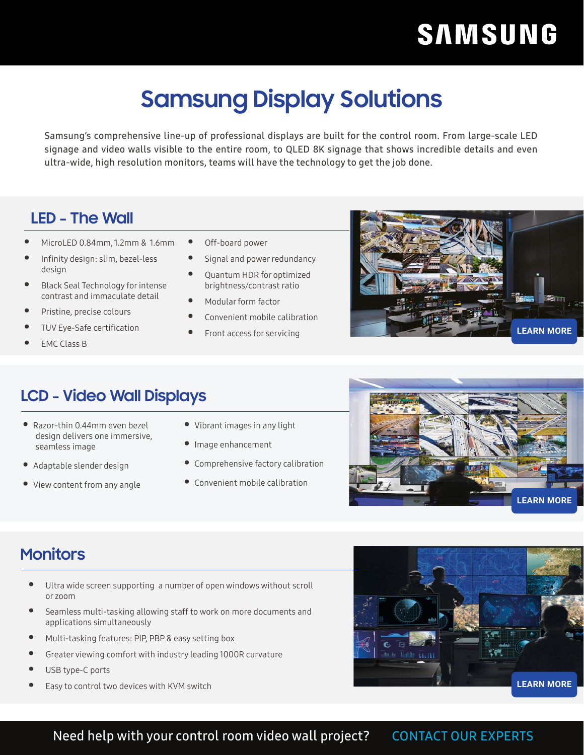# Samsung Display Solutions

Samsung's comprehensive line-up of professional displays are built for the control room. From large-scale LED signage and video walls visible to the entire room, to QLED 8K signage that shows incredible details and even ultra-wide, high resolution monitors, teams will have the technology to get the job done.

## LED - The Wall

- MicroLED 0.84mm, 1.2mm & 1.6mm
- Infinity design: slim, bezel-less design
- Black Seal Technology for intense contrast and immaculate detail
- Pristine, precise colours
- TUV Eye-Safe certification
- EMC Class B
- Off-board power
- Signal and power redundancy
- Quantum HDR for optimized brightness/contrast ratio
- Modular form factor
- Convenient mobile calibration
- Front access for servicing

**LEARN MORE**

## LCD - Video Wall Displays

- Razor-thin 0.44mm even bezel design delivers one immersive, seamless image
- Adaptable slender design
- View content from any angle
- Vibrant images in any light
- Image enhancement
- Comprehensive factory calibration
- Convenient mobile calibration

**LEARN MORE**

## Monitors

- Ultra wide screen supporting a number of open windows without scroll or zoom
- Seamless multi-tasking allowing staff to work on more documents and applications simultaneously
- Multi-tasking features: PIP, PBP & easy setting box
- Greater viewing comfort with industry leading 1000R curvature
- USB type-C ports
- Easy to control two devices with KVM switch

**LEARN MORE**

Need help with your control room video wall project? CONTACT OUR EXPERTS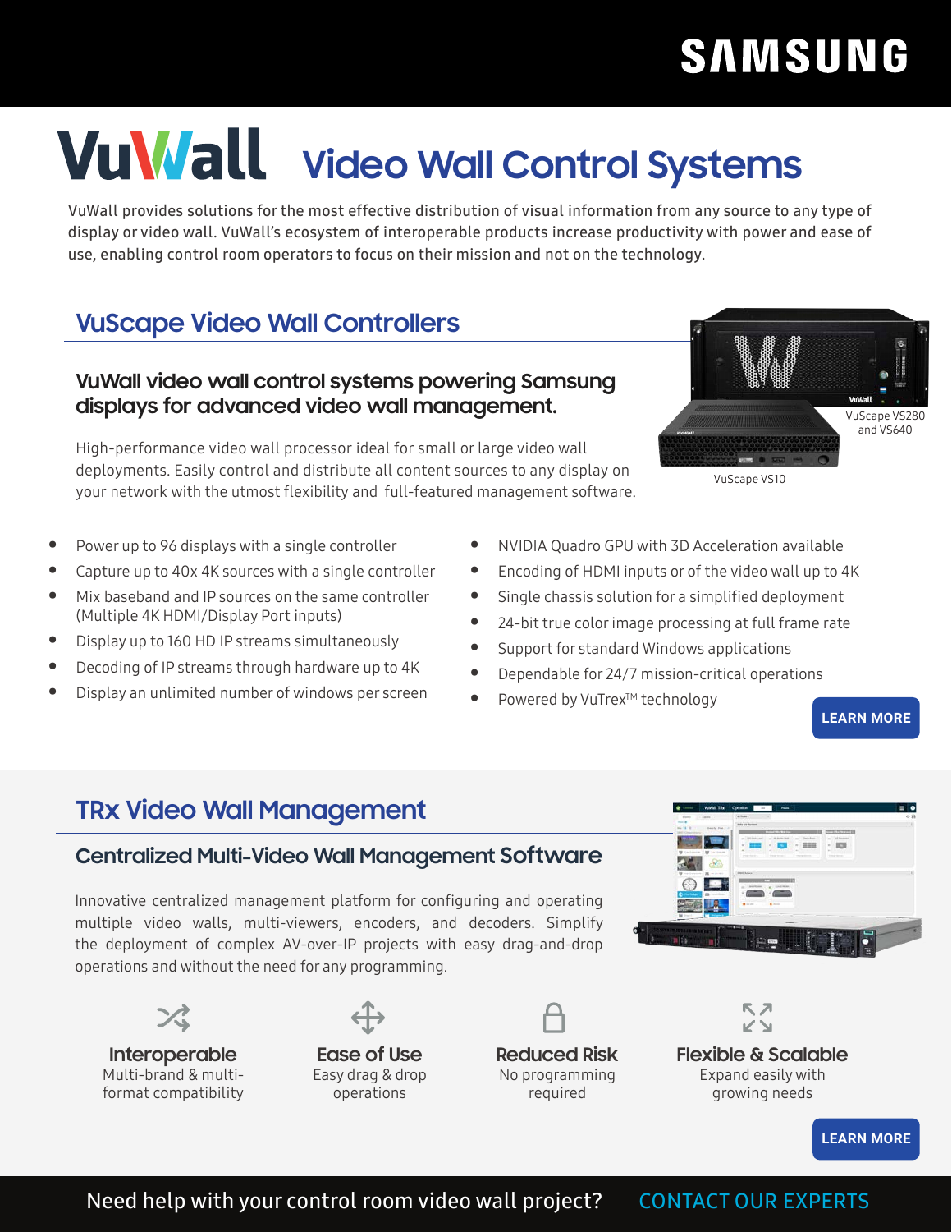# VuWall Video Wall Control Systems

VuWall provides solutions for the most effective distribution of visual information from any source to any type of display or video wall. VuWall's ecosystem of interoperable products increase productivity with power and ease of use, enabling control room operators to focus on their mission and not on the technology.

## VuScape Video Wall Controllers

### VuWall video wall control systems powering Samsung displays for advanced video wall management.

High-performance video wall processor ideal for small or large video wall deployments. Easily control and distribute all content sources to any display on your network with the utmost flexibility and full-featured management software.

VuScape VS280 and VS640

VuScape VS10

- Power up to 96 displays with a single controller
- Capture up to 40x 4K sources with a single controller
- Mix baseband and IP sources on the same controller (Multiple 4K HDMI/Display Port inputs)
- Display up to 160 HD IP streams simultaneously
- Decoding of IP streams through hardware up to 4K
- Display an unlimited number of windows per screen
- NVIDIA Quadro GPU with 3D Acceleration available
- Encoding of HDMI inputs or of the video wall up to 4K
- Single chassis solution for a simplified deployment
- 24-bit true color image processing at full frame rate
- Support for standard Windows applications
- Dependable for 24/7 mission-critical operations
- Powered by VuTrex™ technology

LEARN MORE

## TRx Video Wall Management

### Centralized Multi-Video Wall Management Software

Innovative centralized management platform for configuring and operating multiple video walls, multi-viewers, encoders, and decoders. Simplify the deployment of complex AV-over-IP projects with easy drag-and-drop operations and without the need for any programming.

**Interoperable**
Multi-brand & multi-format compatibility

**Ease of Use**
Easy drag & drop operations

**Reduced Risk**
No programming required

**Flexible & Scalable**
Expand easily with growing needs

LEARN MORE

Need help with your control room video wall project? CONTACT OUR EXPERTS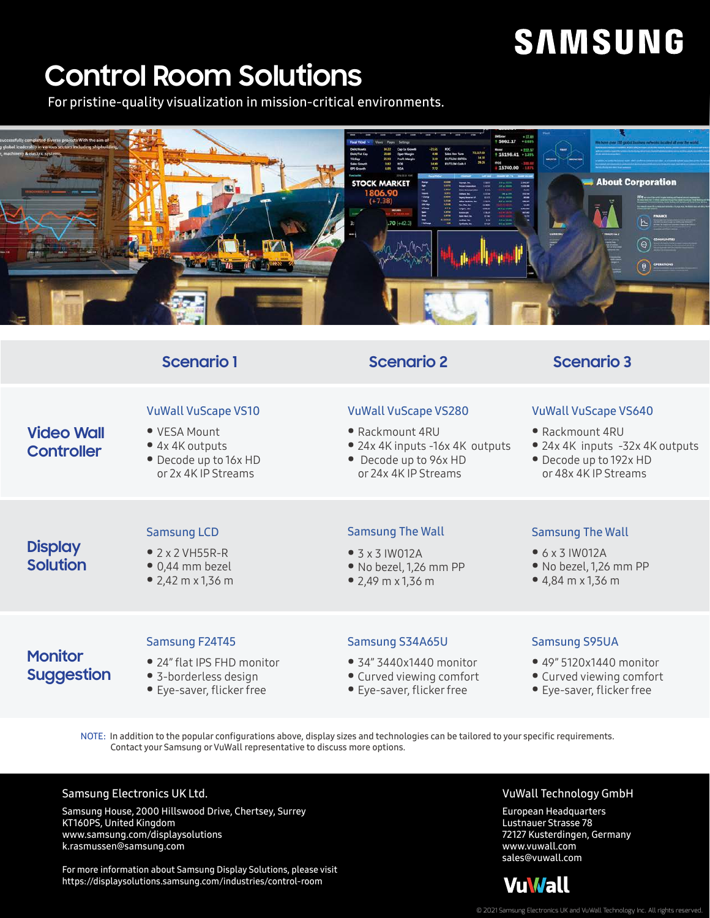SAMSUNG

# Control Room Solutions

For pristine-quality visualization in mission-critical environments.

| | Scenario 1 | Scenario 2 | Scenario 3 |
|---|---|---|---|
| **Video Wall Controller** | **VuWall VuScape VS10**<br>• VESA Mount<br>• 4x 4K outputs<br>• Decode up to 16x HD or 2x 4K IP Streams | **VuWall VuScape VS280**<br>• Rackmount 4RU<br>• 24x 4K inputs -16x 4K outputs<br>• Decode up to 96x HD or 24x 4K IP Streams | **VuWall VuScape VS640**<br>• Rackmount 4RU<br>• 24x 4K inputs -32x 4K outputs<br>• Decode up to 192x HD or 48x 4K IP Streams |
| **Display Solution** | **Samsung LCD**<br>• 2 x 2 VH55R-R<br>• 0,44 mm bezel<br>• 2,42 m x 1,36 m | **Samsung The Wall**<br>• 3 x 3 IW012A<br>• No bezel, 1,26 mm PP<br>• 2,49 m x 1,36 m | **Samsung The Wall**<br>• 6 x 3 IW012A<br>• No bezel, 1,26 mm PP<br>• 4,84 m x 1,36 m |
| **Monitor Suggestion** | **Samsung F24T45**<br>• 24" flat IPS FHD monitor<br>• 3-borderless design<br>• Eye-saver, flicker free | **Samsung S34A65U**<br>• 34" 3440x1440 monitor<br>• Curved viewing comfort<br>• Eye-saver, flicker free | **Samsung S95UA**<br>• 49" 5120x1440 monitor<br>• Curved viewing comfort<br>• Eye-saver, flicker free |

NOTE: In addition to the popular configurations above, display sizes and technologies can be tailored to your specific requirements. Contact your Samsung or VuWall representative to discuss more options.

**Samsung Electronics UK Ltd.**

Samsung House, 2000 Hillswood Drive, Chertsey, Surrey
KT160PS, United Kingdom
www.samsung.com/displaysolutions
k.rasmussen@samsung.com

For more information about Samsung Display Solutions, please visit
https://displaysolutions.samsung.com/industries/control-room

**VuWall Technology GmbH**

European Headquarters
Lustnauer Strasse 78
72127 Kusterdingen, Germany
www.vuwall.com
sales@vuwall.com

VuWall

© 2021 Samsung Electronics UK and VuWall Technology Inc. All rights reserved.